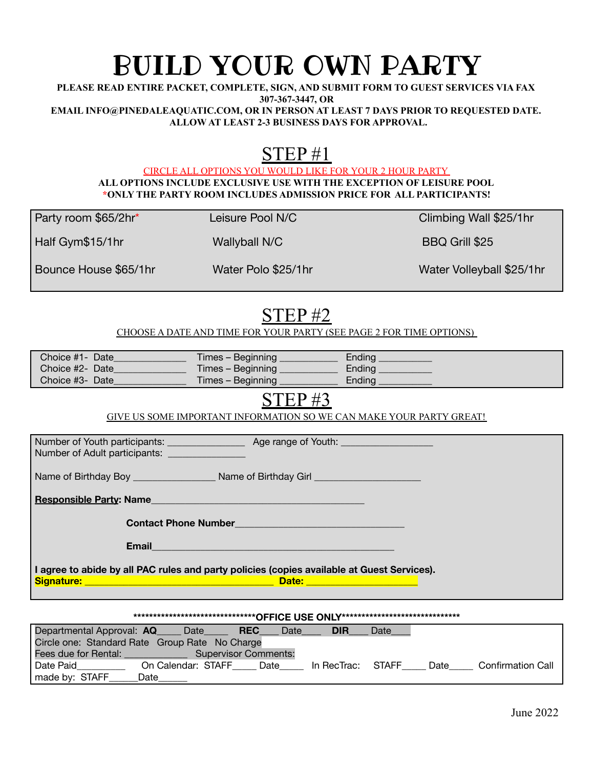# BUILD YOUR OWN PARTY

**PLEASE READ ENTIRE PACKET, COMPLETE, SIGN, AND SUBMIT FORM TO GUEST SERVICES VIA FAX 307-367-3447, OR EMAIL INFO@PINEDALEAQUATIC.COM, OR IN PERSON AT LEAST 7 DAYS PRIOR TO REQUESTED DATE. ALLOW AT LEAST 2-3 BUSINESS DAYS FOR APPROVAL.**

## STEP #1

CIRCLE ALL OPTIONS YOU WOULD LIKE FOR YOUR 2 HOUR PARTY

**ALL OPTIONS INCLUDE EXCLUSIVE USE WITH THE EXCEPTION OF LEISURE POOL**
**\*ONLY THE PARTY ROOM INCLUDES ADMISSION PRICE FOR ALL PARTICIPANTS!**

| | | |
|---|---|---|
| Party room $65/2hr* | Leisure Pool N/C | Climbing Wall $25/1hr |
| Half Gym$15/1hr | Wallyball N/C | BBQ Grill $25 |
| Bounce House $65/1hr | Water Polo $25/1hr | Water Volleyball $25/1hr |

## STEP #2

CHOOSE A DATE AND TIME FOR YOUR PARTY (SEE PAGE 2 FOR TIME OPTIONS)

Choice #1- Date______________ Times – Beginning ___________ Ending __________
Choice #2- Date______________ Times – Beginning ___________ Ending __________
Choice #3- Date______________ Times – Beginning ___________ Ending __________

## STEP #3

GIVE US SOME IMPORTANT INFORMATION SO WE CAN MAKE YOUR PARTY GREAT!

Number of Youth participants: ______________ Age range of Youth: _________________
Number of Adult participants: ______________

Name of Birthday Boy _______________ Name of Birthday Girl ____________________

**Responsible Party: Name**________________________________________

**Contact Phone Number**________________________________

**Email**______________________________________________

**I agree to abide by all PAC rules and party policies (copies available at Guest Services).**
**Signature:** ____________________________________ **Date:** _____________________

**\*\*\*\*\*\*\*\*\*\*\*\*\*\*\*\*\*\*\*\*\*\*\*\*\*\*\*\*\*\*\*\*OFFICE USE ONLY\*\*\*\*\*\*\*\*\*\*\*\*\*\*\*\*\*\*\*\*\*\*\*\*\*\*\*\*\*\*\***

Departmental Approval: **AQ**_____ Date_____ **REC**____ Date____ **DIR**____ Date____
Circle one: Standard Rate Group Rate No Charge
Fees due for Rental: ____________ Supervisor Comments:
Date Paid_________ On Calendar: STAFF_____ Date_____ In RecTrac: STAFF_____ Date_____ Confirmation Call made by: STAFF______Date______

June 2022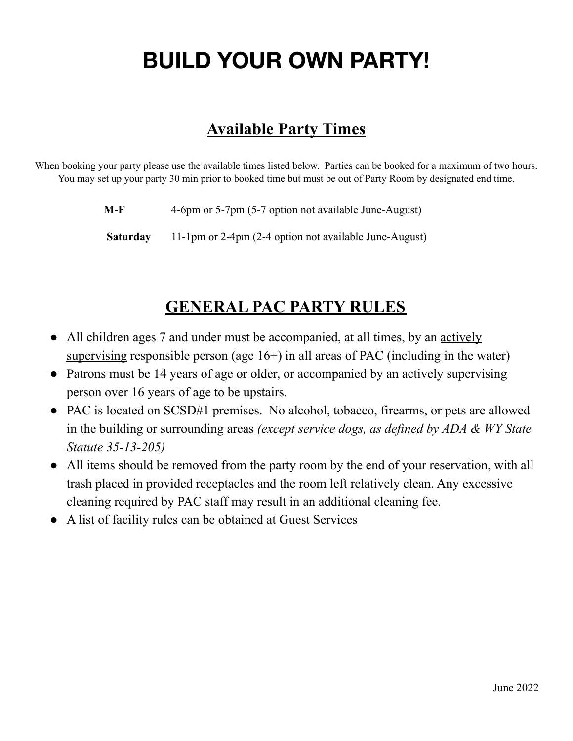# BUILD YOUR OWN PARTY!

## Available Party Times

When booking your party please use the available times listed below. Parties can be booked for a maximum of two hours. You may set up your party 30 min prior to booked time but must be out of Party Room by designated end time.

| | |
|---|---|
| **M-F** | 4-6pm or 5-7pm (5-7 option not available June-August) |
| **Saturday** | 11-1pm or 2-4pm (2-4 option not available June-August) |

## GENERAL PAC PARTY RULES

- All children ages 7 and under must be accompanied, at all times, by an actively supervising responsible person (age 16+) in all areas of PAC (including in the water)
- Patrons must be 14 years of age or older, or accompanied by an actively supervising person over 16 years of age to be upstairs.
- PAC is located on SCSD#1 premises. No alcohol, tobacco, firearms, or pets are allowed in the building or surrounding areas *(except service dogs, as defined by ADA & WY State Statute 35-13-205)*
- All items should be removed from the party room by the end of your reservation, with all trash placed in provided receptacles and the room left relatively clean. Any excessive cleaning required by PAC staff may result in an additional cleaning fee.
- A list of facility rules can be obtained at Guest Services

June 2022